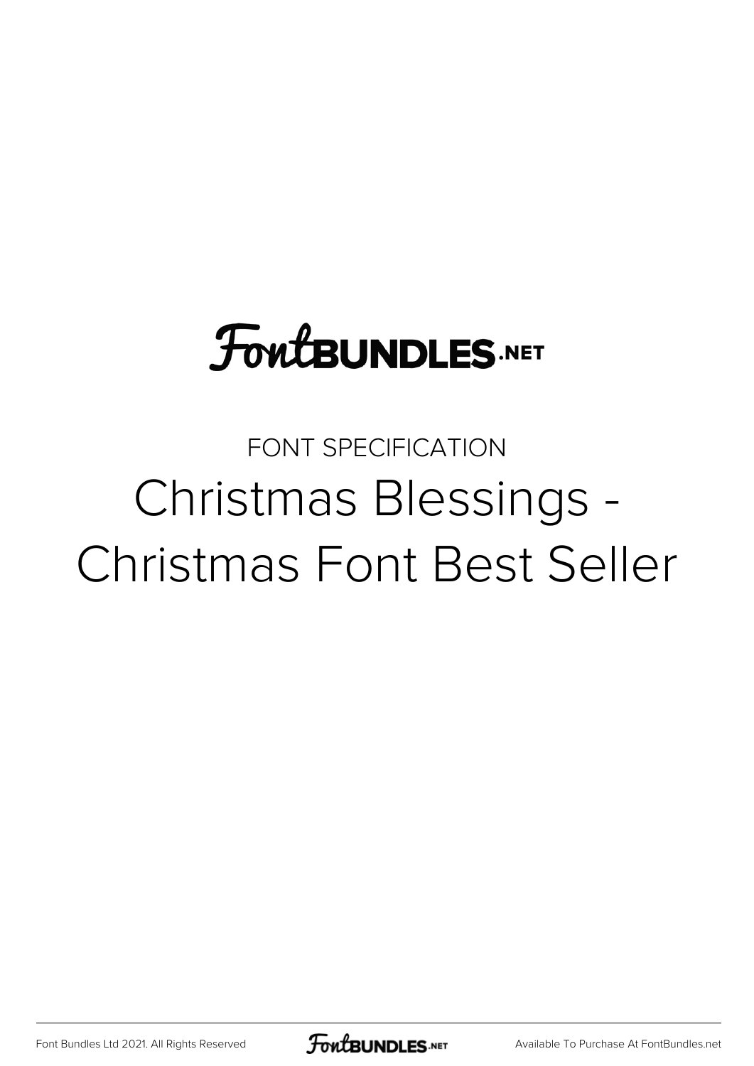FontBUNDLES.NET

FONT SPECIFICATION

# Christmas Blessings - Christmas Font Best Seller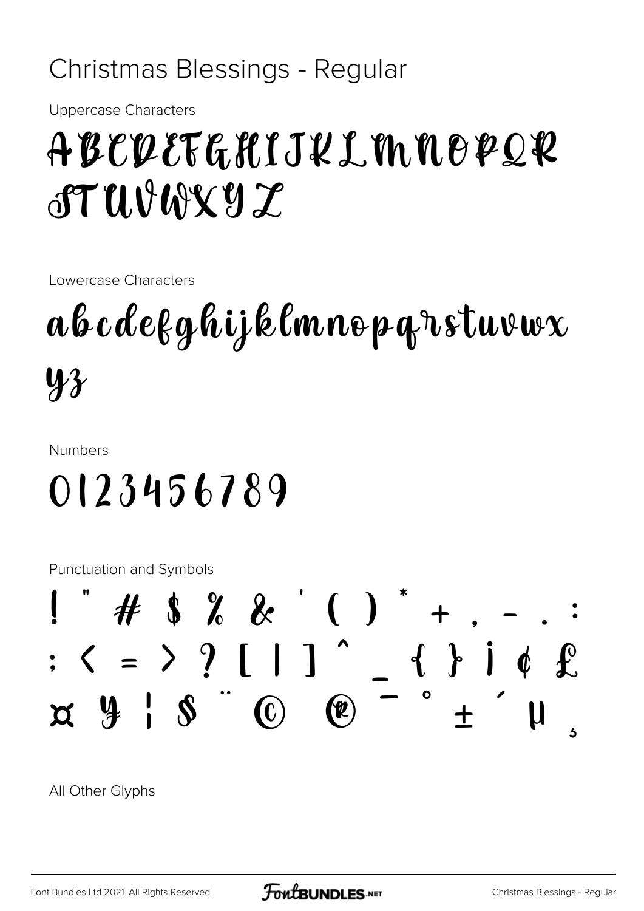# Christmas Blessings - Regular

Uppercase Characters

ABCDEFGHIJKLMNOPQR
STUVWXYZ

Lowercase Characters

abcdefghijklmnopqrstuvwx
yz

Numbers

0123456789

Punctuation and Symbols

! " # $ % & ' ( ) * + , - . :
; < = > ? [ | ] ^ _ { } ¡ ¢ £
¤ ¥ ¦ § ¨ © ® ¯ ° ± ´ µ ¸

All Other Glyphs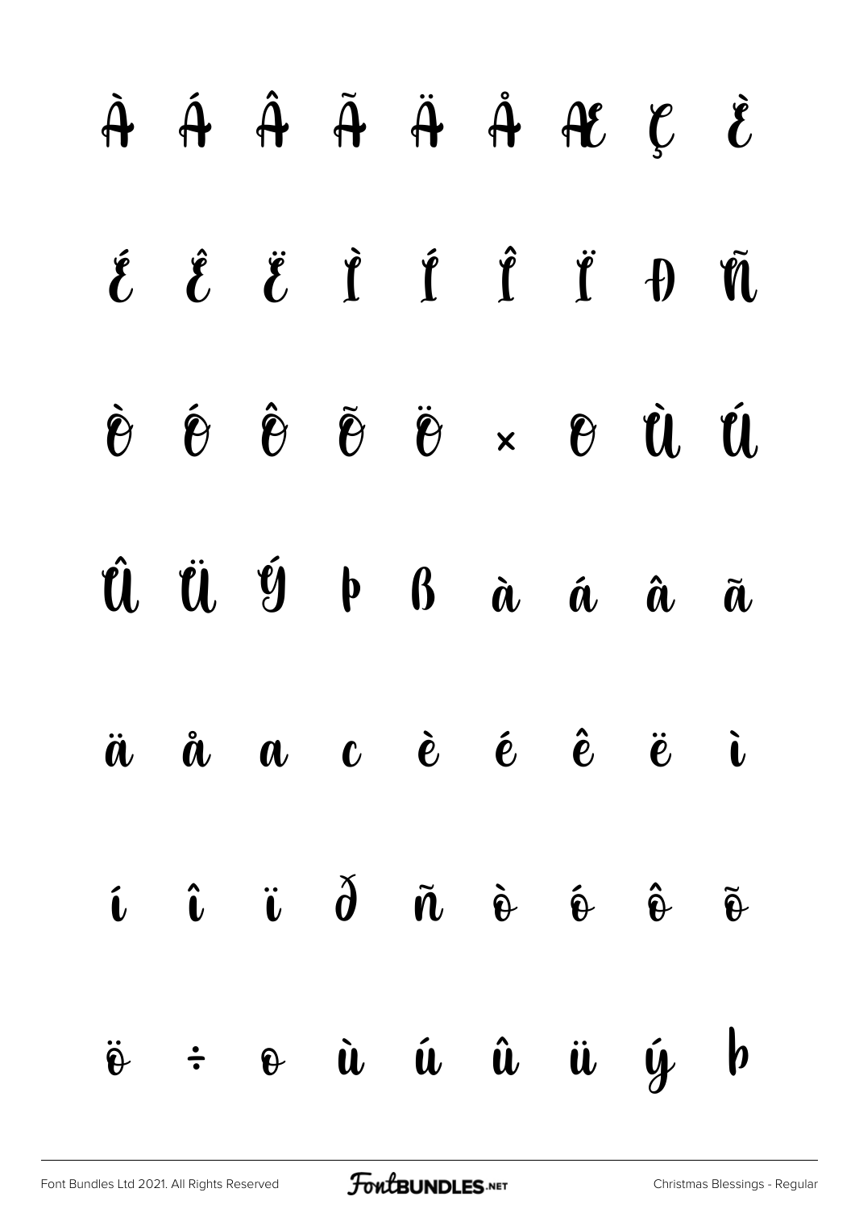À Á Â Ã Ä Å Æ Ç È

É Ê Ë Ì Í Î Ï Ð Ñ

Ò Ó Ô Õ Ö × Ø Ù Ú

Û Ü Ý Þ ß à á â ã

ä å æ ç è é ê ë ì

í î ï ð ñ ò ó ô õ

ö ÷ ø ù ú û ü ý þ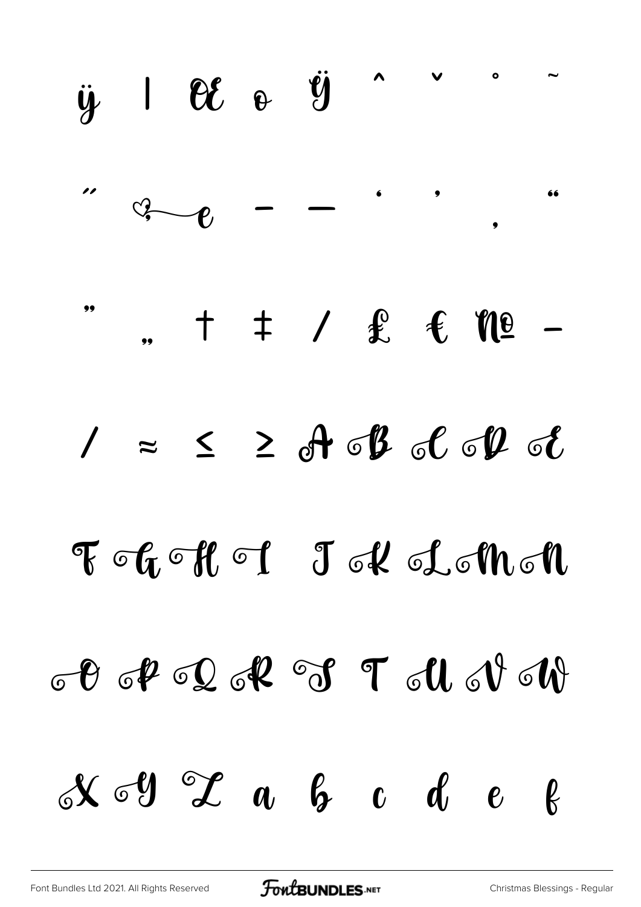ÿ | Œ œ Ÿ ˆ ˇ ˚ ˜

˝ ❦ – — ‘ ’ ‚ “

” „ † ‡ ⁄ £ € № −

∕ ≈ ≤ ≥ A B C D E

F G H I J K L M N

O P Q R S T U V W

X Y Z a b c d e f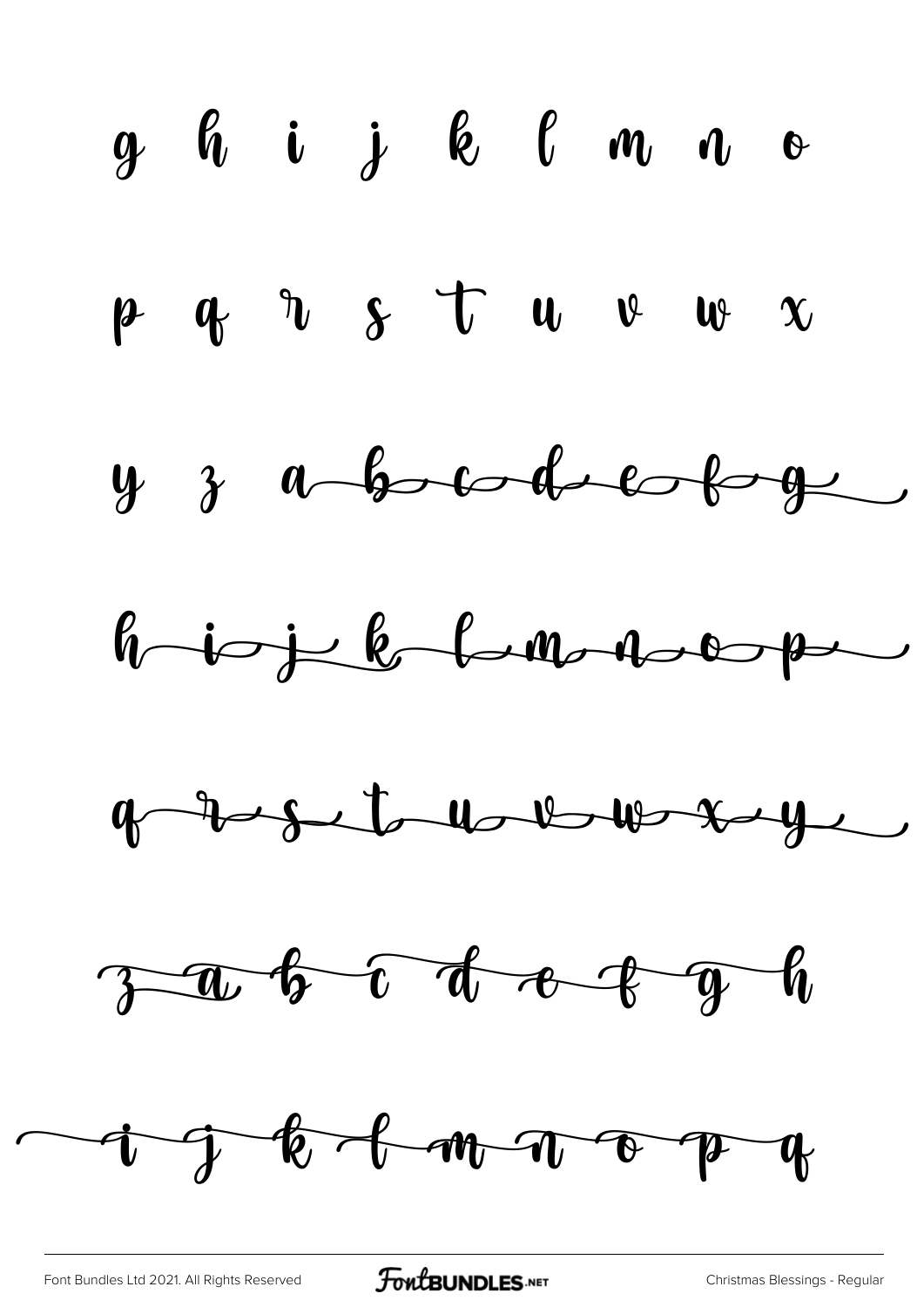g h i j k l m n o

p q r s t u v w x

y z a b c d e f g

h i j k l m n o p

q r s t u v w x y

z a b c d e f g h

i j k l m n o p q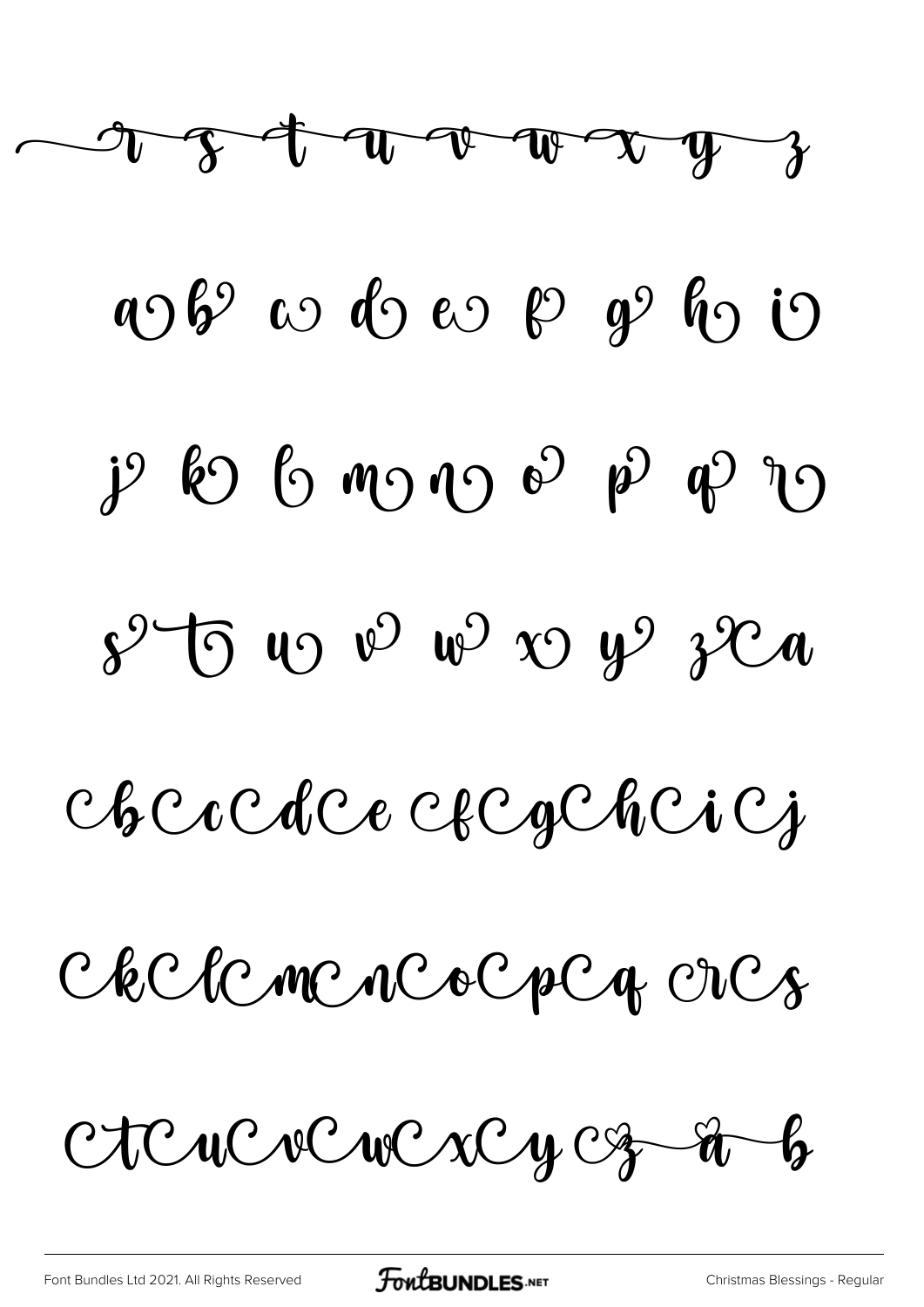r s t u v w x y z

a b c d e f g h i

j k l m n o p q r

s t u v w x y z a

b c d e f g h i j

k l m n o p q r s

t u v w x y z a b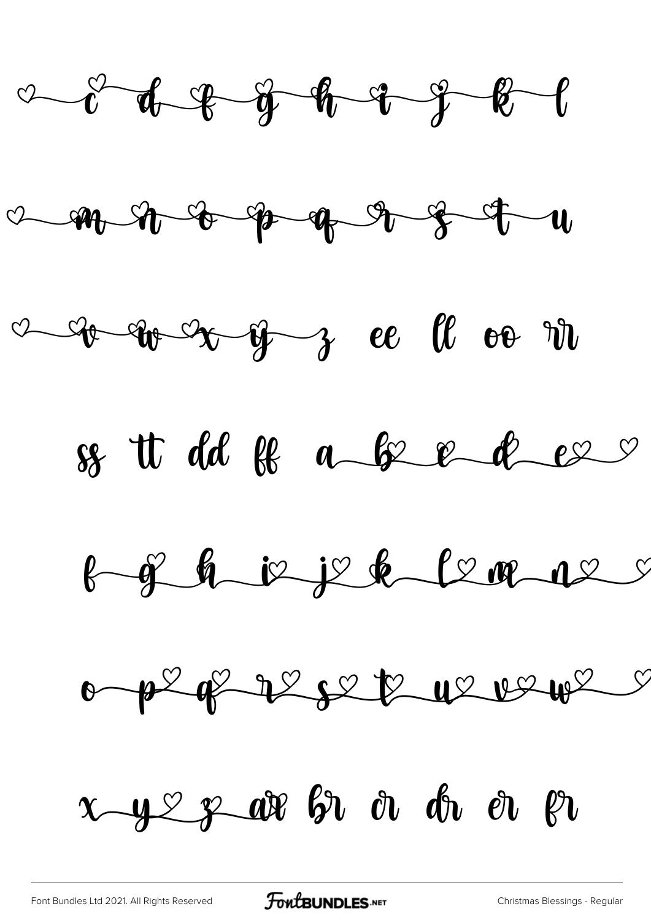c d f g h i j k l

m n o p q r s t u

v w x y z ee ll oo rr

ss tt dd ff a b c d e

f g h i j k l m n

o p q r s t u v w

x y z ar br cr dr er fr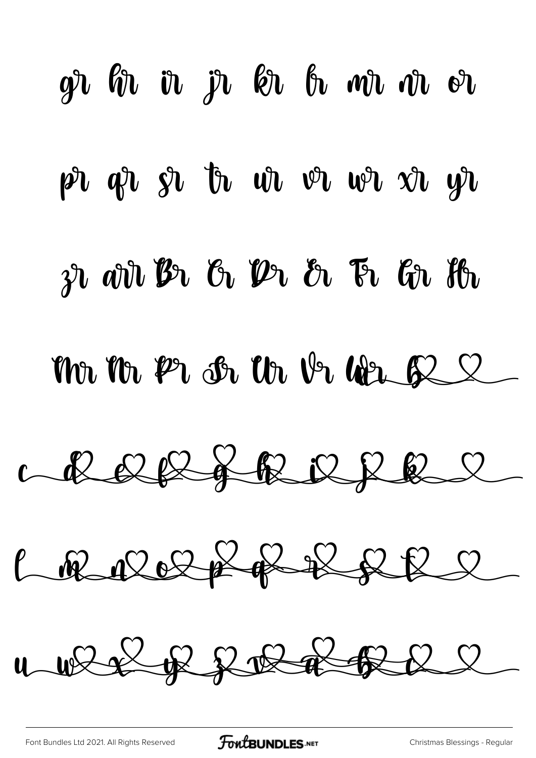gr hr ir jr kr lr mr nr or

pr qr sr tr ur vr wr xr yr

zr arr Br Cr Dr Er Fr Gr Hr

Mr Nr Pr Sr Ur Vr Wr b

c d e f g h i j k

l m n o p q r s t

u w x y z v a b c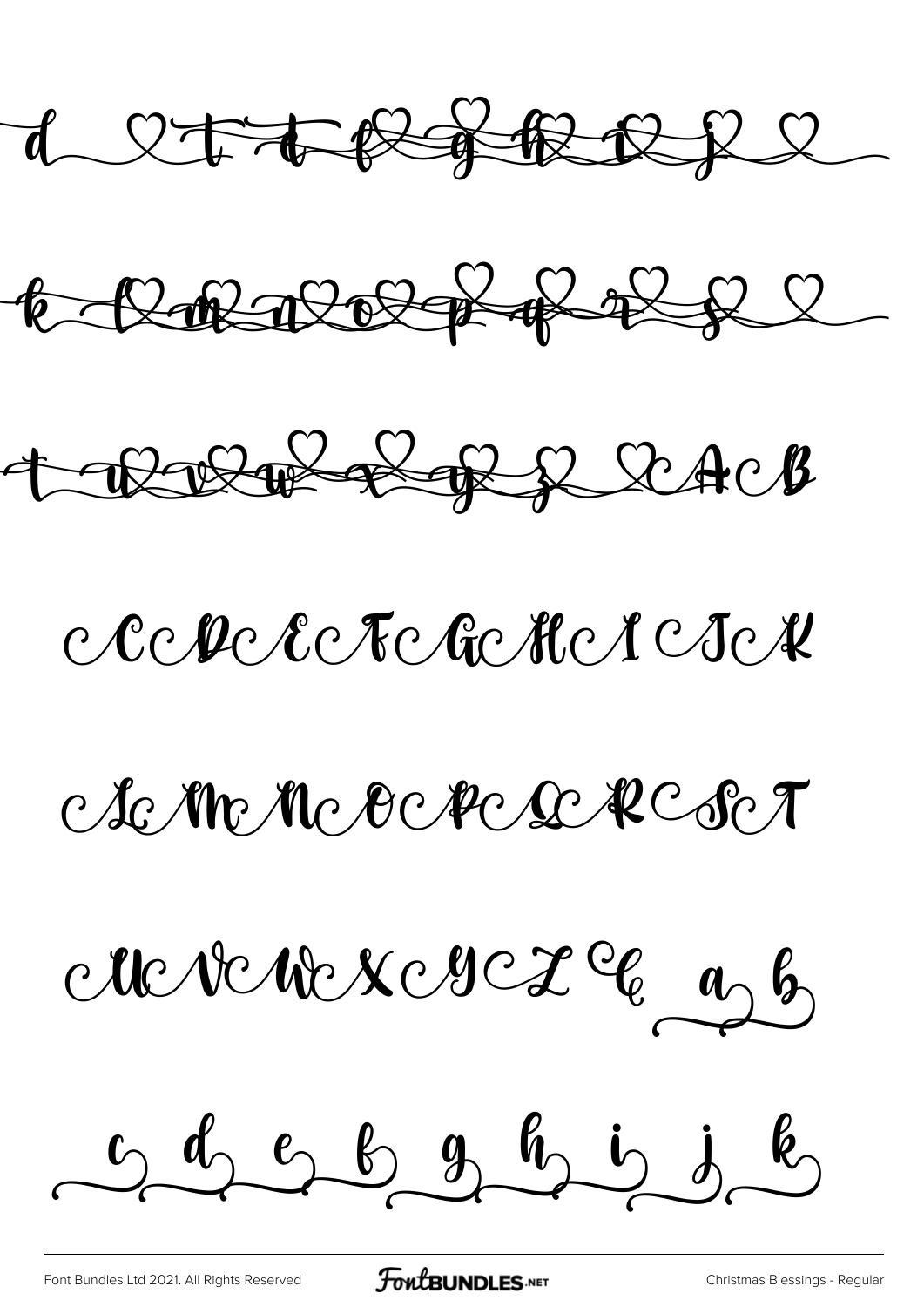d t e f g h i j

k l m n o p q r s

t u v w x y z A B

C D E F G H I J K

L M N O P Q R S T

U V W X Y Z C a b

c d e f g h i j k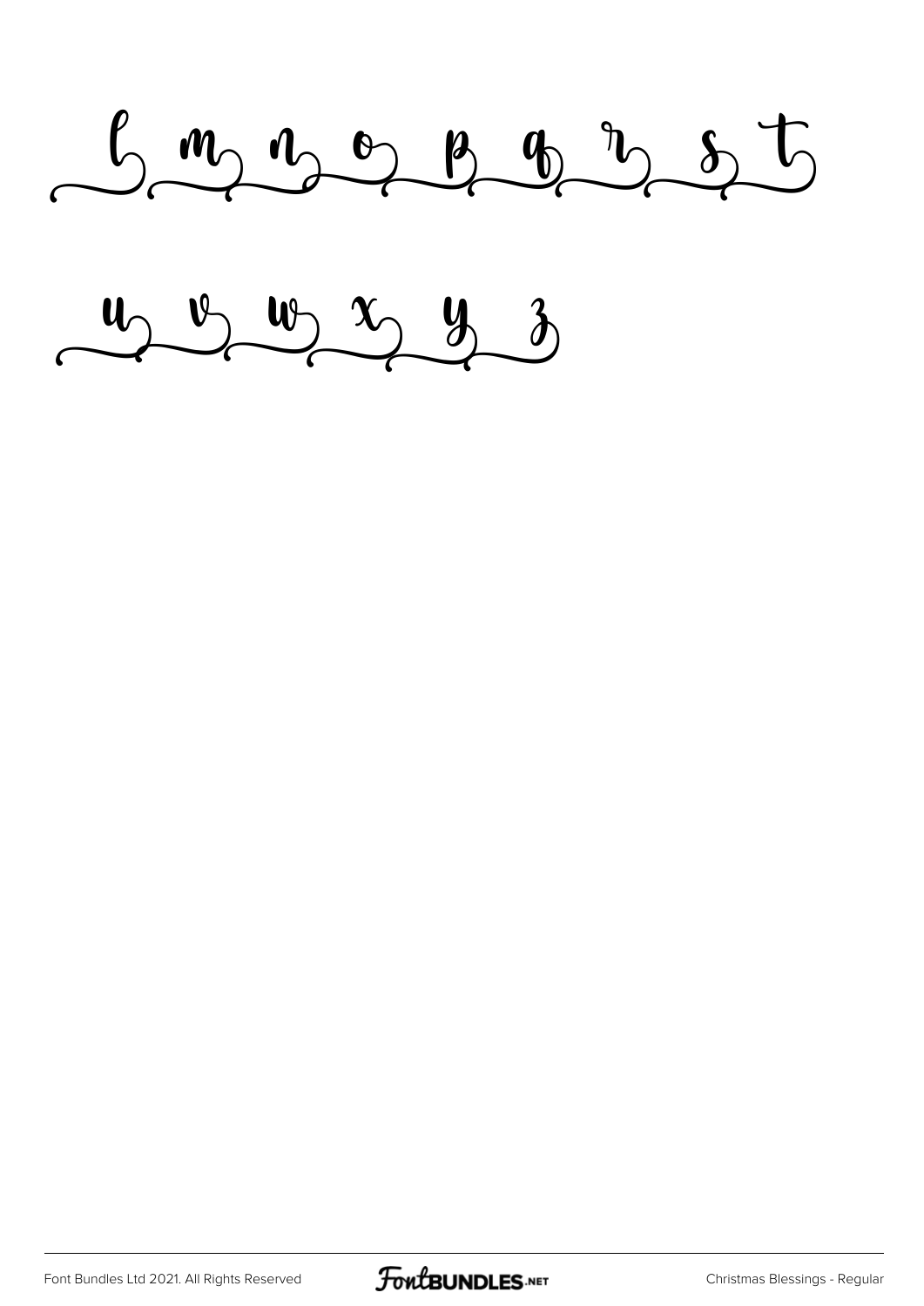l m n o p q r s t

u v w x y z